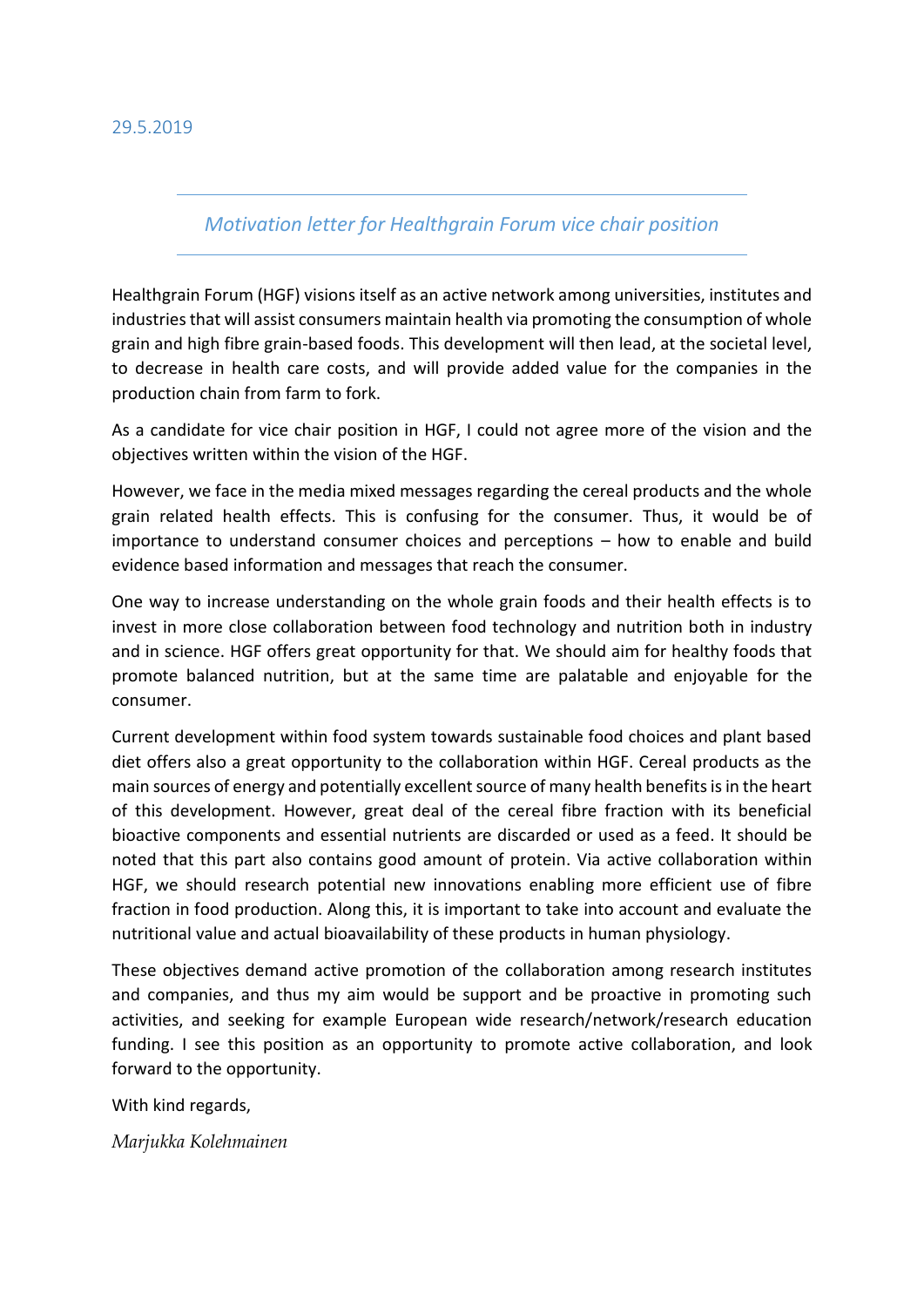29.5.2019

*Motivation letter for Healthgrain Forum vice chair position*

Healthgrain Forum (HGF) visions itself as an active network among universities, institutes and industries that will assist consumers maintain health via promoting the consumption of whole grain and high fibre grain-based foods. This development will then lead, at the societal level, to decrease in health care costs, and will provide added value for the companies in the production chain from farm to fork.

As a candidate for vice chair position in HGF, I could not agree more of the vision and the objectives written within the vision of the HGF.

However, we face in the media mixed messages regarding the cereal products and the whole grain related health effects. This is confusing for the consumer. Thus, it would be of importance to understand consumer choices and perceptions – how to enable and build evidence based information and messages that reach the consumer.

One way to increase understanding on the whole grain foods and their health effects is to invest in more close collaboration between food technology and nutrition both in industry and in science. HGF offers great opportunity for that. We should aim for healthy foods that promote balanced nutrition, but at the same time are palatable and enjoyable for the consumer.

Current development within food system towards sustainable food choices and plant based diet offers also a great opportunity to the collaboration within HGF. Cereal products as the main sources of energy and potentially excellent source of many health benefits is in the heart of this development. However, great deal of the cereal fibre fraction with its beneficial bioactive components and essential nutrients are discarded or used as a feed. It should be noted that this part also contains good amount of protein. Via active collaboration within HGF, we should research potential new innovations enabling more efficient use of fibre fraction in food production. Along this, it is important to take into account and evaluate the nutritional value and actual bioavailability of these products in human physiology.

These objectives demand active promotion of the collaboration among research institutes and companies, and thus my aim would be support and be proactive in promoting such activities, and seeking for example European wide research/network/research education funding. I see this position as an opportunity to promote active collaboration, and look forward to the opportunity.

With kind regards,

*Marjukka Kolehmainen*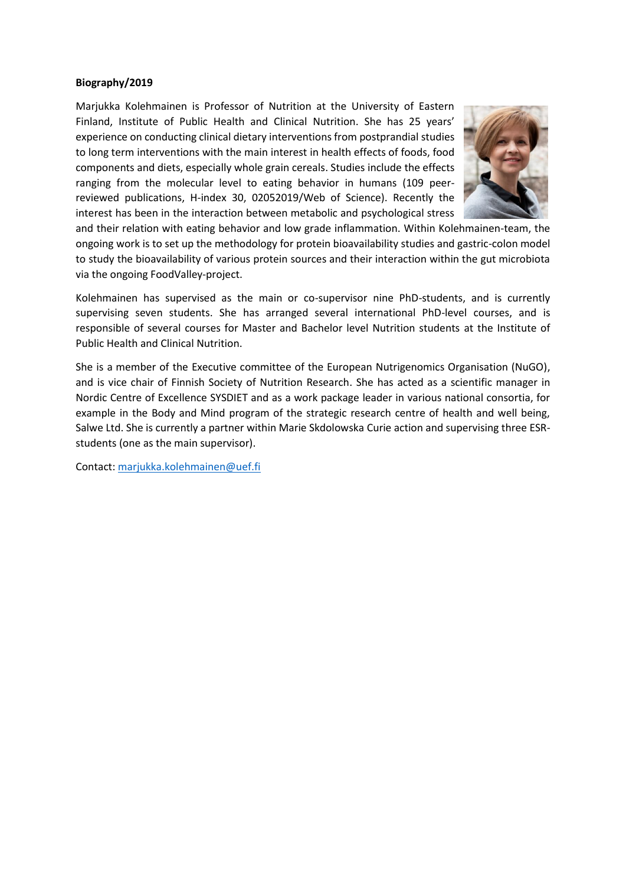**Biography/2019**

Marjukka Kolehmainen is Professor of Nutrition at the University of Eastern Finland, Institute of Public Health and Clinical Nutrition. She has 25 years' experience on conducting clinical dietary interventions from postprandial studies to long term interventions with the main interest in health effects of foods, food components and diets, especially whole grain cereals. Studies include the effects ranging from the molecular level to eating behavior in humans (109 peer-reviewed publications, H-index 30, 02052019/Web of Science). Recently the interest has been in the interaction between metabolic and psychological stress and their relation with eating behavior and low grade inflammation. Within Kolehmainen-team, the ongoing work is to set up the methodology for protein bioavailability studies and gastric-colon model to study the bioavailability of various protein sources and their interaction within the gut microbiota via the ongoing FoodValley-project.

Kolehmainen has supervised as the main or co-supervisor nine PhD-students, and is currently supervising seven students. She has arranged several international PhD-level courses, and is responsible of several courses for Master and Bachelor level Nutrition students at the Institute of Public Health and Clinical Nutrition.

She is a member of the Executive committee of the European Nutrigenomics Organisation (NuGO), and is vice chair of Finnish Society of Nutrition Research. She has acted as a scientific manager in Nordic Centre of Excellence SYSDIET and as a work package leader in various national consortia, for example in the Body and Mind program of the strategic research centre of health and well being, Salwe Ltd. She is currently a partner within Marie Skdolowska Curie action and supervising three ESR-students (one as the main supervisor).

Contact: marjukka.kolehmainen@uef.fi